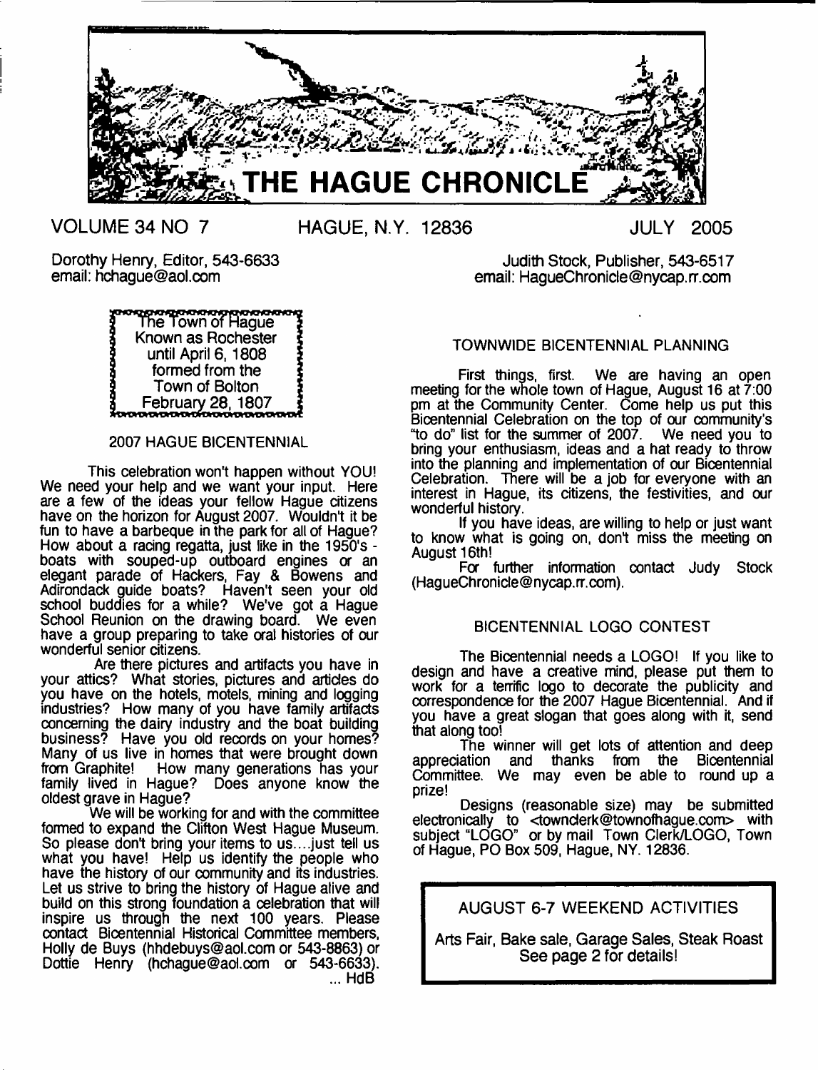# THE HAGUE CHRONICLE

VOLUME 34 NO 7 HAGUE, N.Y. 12836 JULY 2005

Dorothy Henry, Editor, 543-6633
email: hchague@aol.com

Judith Stock, Publisher, 543-6517
email: HagueChronicle@nycap.rr.com

The Town of Hague
Known as Rochester
until April 6, 1808
formed from the
Town of Bolton
February 28, 1807

## 2007 HAGUE BICENTENNIAL

This celebration won't happen without YOU! We need your help and we want your input. Here are a few of the ideas your fellow Hague citizens have on the horizon for August 2007. Wouldn't it be fun to have a barbeque in the park for all of Hague? How about a racing regatta, just like in the 1950's - boats with souped-up outboard engines or an elegant parade of Hackers, Fay & Bowens and Adirondack guide boats? Haven't seen your old school buddies for a while? We've got a Hague School Reunion on the drawing board. We even have a group preparing to take oral histories of our wonderful senior citizens.

Are there pictures and artifacts you have in your attics? What stories, pictures and articles do you have on the hotels, motels, mining and logging industries? How many of you have family artifacts concerning the dairy industry and the boat building business? Have you old records on your homes? Many of us live in homes that were brought down from Graphite! How many generations has your family lived in Hague? Does anyone know the oldest grave in Hague?

We will be working for and with the committee formed to expand the Clifton West Hague Museum. So please don't bring your items to us....just tell us what you have! Help us identify the people who have the history of our community and its industries. Let us strive to bring the history of Hague alive and build on this strong foundation a celebration that will inspire us through the next 100 years. Please contact Bicentennial Historical Committee members, Holly de Buys (hhdebuys@aol.com or 543-8863) or Dottie Henry (hchague@aol.com or 543-6633).
... HdB

## TOWNWIDE BICENTENNIAL PLANNING

First things, first. We are having an open meeting for the whole town of Hague, August 16 at 7:00 pm at the Community Center. Come help us put this Bicentennial Celebration on the top of our community's "to do" list for the summer of 2007. We need you to bring your enthusiasm, ideas and a hat ready to throw into the planning and implementation of our Bicentennial Celebration. There will be a job for everyone with an interest in Hague, its citizens, the festivities, and our wonderful history.

If you have ideas, are willing to help or just want to know what is going on, don't miss the meeting on August 16th!

For further information contact Judy Stock (HagueChronicle@nycap.rr.com).

## BICENTENNIAL LOGO CONTEST

The Bicentennial needs a LOGO! If you like to design and have a creative mind, please put them to work for a terrific logo to decorate the publicity and correspondence for the 2007 Hague Bicentennial. And if you have a great slogan that goes along with it, send that along too!

The winner will get lots of attention and deep appreciation and thanks from the Bicentennial Committee. We may even be able to round up a prize!

Designs (reasonable size) may be submitted electronically to <townclerk@townofhague.com> with subject "LOGO" or by mail Town Clerk/LOGO, Town of Hague, PO Box 509, Hague, NY. 12836.

## AUGUST 6-7 WEEKEND ACTIVITIES

Arts Fair, Bake sale, Garage Sales, Steak Roast
See page 2 for details!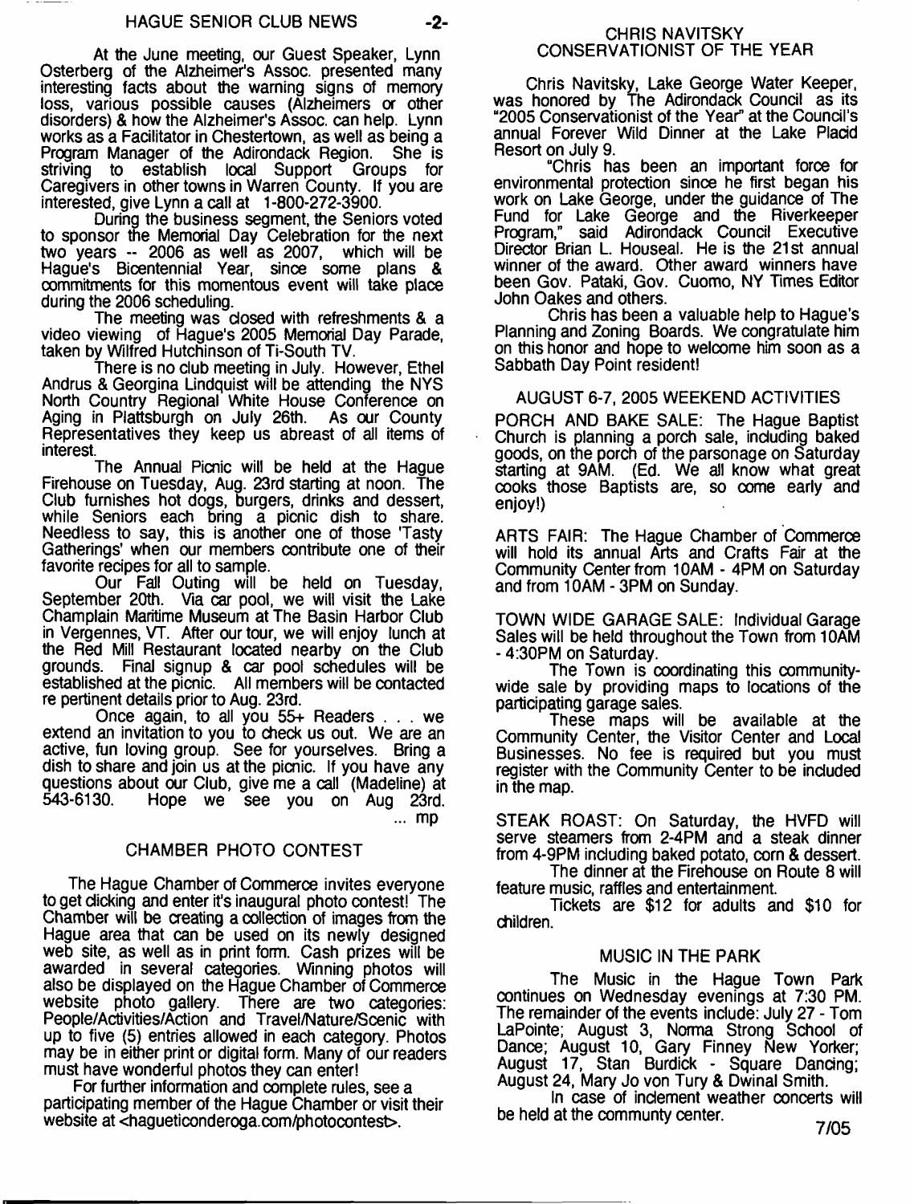At the June meeting, our Guest Speaker, Lynn Osterberg of the Alzheimer's Assoc. presented many interesting facts about the warning signs of memory loss, various possible causes (Alzheimers or other disorders) & how the Alzheimer's Assoc. can help. Lynn works as a Facilitator in Chestertown, as well as being a Program Manager of the Adirondack Region. She is striving to establish local Support Groups for Caregivers in other towns in Warren County. If you are interested, give Lynn a call at 1-800-272-3900.

During the business segment, the Seniors voted to sponsor the Memorial Day Celebration for the next two years -- 2006 as well as 2007, which will be Hague's Bicentennial Year, since some plans & commitments for this momentous event will take place during the 2006 scheduling.

The meeting was closed with refreshments & a video viewing of Hague's 2005 Memorial Day Parade, taken by Wilfred Hutchinson of Ti-South TV.

There is no club meeting in July. However, Ethel Andrus & Georgina Lindquist will be attending the NYS North Country Regional White House Conference on Aging in Plattsburgh on July 26th. As our County Representatives they keep us abreast of all items of interest.

The Annual Picnic will be held at the Hague Firehouse on Tuesday, Aug. 23rd starting at noon. The Club furnishes hot dogs, burgers, drinks and dessert, while Seniors each bring a picnic dish to share. Needless to say, this is another one of those 'Tasty Gatherings' when our members contribute one of their favorite recipes for all to sample.

Our Fall Outing will be held on Tuesday, September 20th. Via car pool, we will visit the Lake Champlain Maritime Museum at The Basin Harbor Club in Vergennes, VT. After our tour, we will enjoy lunch at the Red Mill Restaurant located nearby on the Club grounds. Final signup & car pool schedules will be established at the picnic. All members will be contacted re pertinent details prior to Aug. 23rd.

Once again, to all you 55+ Readers . . . we extend an invitation to you to check us out. We are an active, fun loving group. See for yourselves. Bring a dish to share and join us at the picnic. If you have any questions about our Club, give me a call (Madeline) at 543-6130. Hope we see you on Aug 23rd.

... mp

## CHAMBER PHOTO CONTEST

The Hague Chamber of Commerce invites everyone to get clicking and enter it's inaugural photo contest! The Chamber will be creating a collection of images from the Hague area that can be used on its newly designed web site, as well as in print form. Cash prizes will be awarded in several categories. Winning photos will also be displayed on the Hague Chamber of Commerce website photo gallery. There are two categories: People/Activities/Action and Travel/Nature/Scenic with up to five (5) entries allowed in each category. Photos may be in either print or digital form. Many of our readers must have wonderful photos they can enter!

For further information and complete rules, see a participating member of the Hague Chamber or visit their website at <hagueticonderoga.com/photocontest>.

## CHRIS NAVITSKY CONSERVATIONIST OF THE YEAR

Chris Navitsky, Lake George Water Keeper, was honored by The Adirondack Council as its "2005 Conservationist of the Year" at the Council's annual Forever Wild Dinner at the Lake Placid Resort on July 9.

"Chris has been an important force for environmental protection since he first began his work on Lake George, under the guidance of The Fund for Lake George and the Riverkeeper Program," said Adirondack Council Executive Director Brian L. Houseal. He is the 21st annual winner of the award. Other award winners have been Gov. Pataki, Gov. Cuomo, NY Times Editor John Oakes and others.

Chris has been a valuable help to Hague's Planning and Zoning Boards. We congratulate him on this honor and hope to welcome him soon as a Sabbath Day Point resident!

## AUGUST 6-7, 2005 WEEKEND ACTIVITIES

PORCH AND BAKE SALE: The Hague Baptist Church is planning a porch sale, including baked goods, on the porch of the parsonage on Saturday starting at 9AM. (Ed. We all know what great cooks those Baptists are, so come early and enjoy!)

ARTS FAIR: The Hague Chamber of Commerce will hold its annual Arts and Crafts Fair at the Community Center from 10AM - 4PM on Saturday and from 10AM - 3PM on Sunday.

TOWN WIDE GARAGE SALE: Individual Garage Sales will be held throughout the Town from 10AM - 4:30PM on Saturday.

The Town is coordinating this community-wide sale by providing maps to locations of the participating garage sales.

These maps will be available at the Community Center, the Visitor Center and Local Businesses. No fee is required but you must register with the Community Center to be included in the map.

STEAK ROAST: On Saturday, the HVFD will serve steamers from 2-4PM and a steak dinner from 4-9PM including baked potato, corn & dessert.

The dinner at the Firehouse on Route 8 will feature music, raffles and entertainment.

Tickets are $12 for adults and $10 for children.

## MUSIC IN THE PARK

The Music in the Hague Town Park continues on Wednesday evenings at 7:30 PM. The remainder of the events include: July 27 - Tom LaPointe; August 3, Norma Strong School of Dance; August 10, Gary Finney New Yorker; August 17, Stan Burdick - Square Dancing; August 24, Mary Jo von Tury & Dwinal Smith.

In case of inclement weather concerts will be held at the communty center.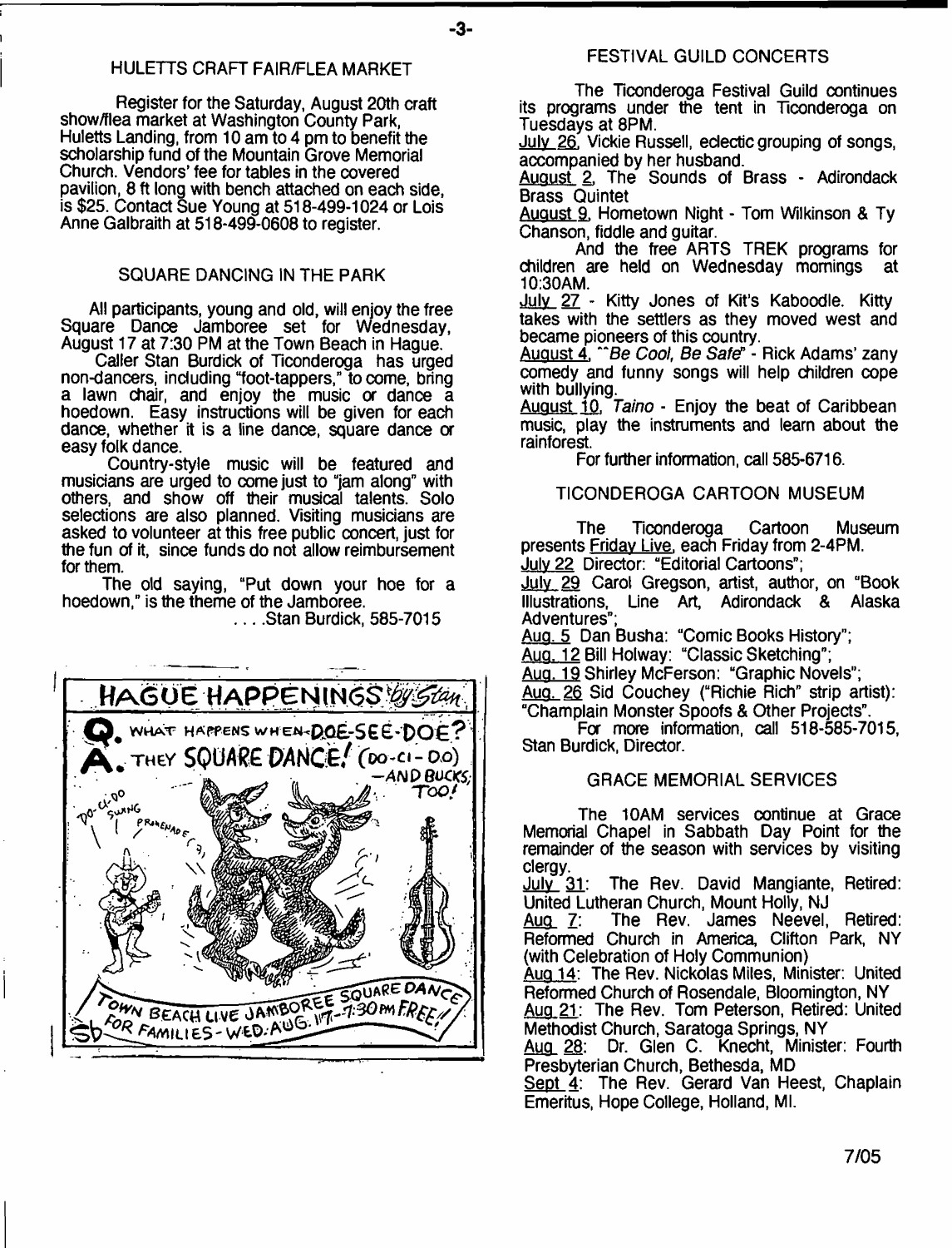## HULETTS CRAFT FAIR/FLEA MARKET

Register for the Saturday, August 20th craft show/flea market at Washington County Park, Huletts Landing, from 10 am to 4 pm to benefit the scholarship fund of the Mountain Grove Memorial Church. Vendors' fee for tables in the covered pavilion, 8 ft long with bench attached on each side, is $25. Contact Sue Young at 518-499-1024 or Lois Anne Galbraith at 518-499-0608 to register.

## SQUARE DANCING IN THE PARK

All participants, young and old, will enjoy the free Square Dance Jamboree set for Wednesday, August 17 at 7:30 PM at the Town Beach in Hague.

Caller Stan Burdick of Ticonderoga has urged non-dancers, including "foot-tappers," to come, bring a lawn chair, and enjoy the music or dance a hoedown. Easy instructions will be given for each dance, whether it is a line dance, square dance or easy folk dance.

Country-style music will be featured and musicians are urged to come just to "jam along" with others, and show off their musical talents. Solo selections are also planned. Visiting musicians are asked to volunteer at this free public concert, just for the fun of it, since funds do not allow reimbursement for them.

The old saying, "Put down your hoe for a hoedown," is the theme of the Jamboree.

. . . .Stan Burdick, 585-7015

HAGUE HAPPENINGS by Stan

Q. WHAT HAPPENS WHEN DOE-SEE-DOE?
A. THEY SQUARE DANCE! (DO-CI-DO) —AND BUCKS, TOO!

TOWN BEACH LIVE JAMBOREE SQUARE DANCE FOR FAMILIES - WED. AUG. 17 - 7:30 PM FREE!

## FESTIVAL GUILD CONCERTS

The Ticonderoga Festival Guild continues its programs under the tent in Ticonderoga on Tuesdays at 8PM.

July 26, Vickie Russell, eclectic grouping of songs, accompanied by her husband.
August 2, The Sounds of Brass - Adirondack Brass Quintet
August 9, Hometown Night - Tom Wilkinson & Ty Chanson, fiddle and guitar.

And the free ARTS TREK programs for children are held on Wednesday mornings at 10:30AM.

July 27 - Kitty Jones of Kit's Kaboodle. Kitty takes with the settlers as they moved west and became pioneers of this country.
August 4, "*Be Cool, Be Safe*" - Rick Adams' zany comedy and funny songs will help children cope with bullying.
August 10, *Taino* - Enjoy the beat of Caribbean music, play the instruments and learn about the rainforest.

For further information, call 585-6716.

## TICONDEROGA CARTOON MUSEUM

The Ticonderoga Cartoon Museum presents Friday Live, each Friday from 2-4PM.

July 22 Director: "Editorial Cartoons";
July 29 Carol Gregson, artist, author, on "Book Illustrations, Line Art, Adirondack & Alaska Adventures";
Aug. 5 Dan Busha: "Comic Books History";
Aug. 12 Bill Holway: "Classic Sketching";
Aug. 19 Shirley McFerson: "Graphic Novels";
Aug. 26 Sid Couchey ("Richie Rich" strip artist): "Champlain Monster Spoofs & Other Projects".

For more information, call 518-585-7015, Stan Burdick, Director.

## GRACE MEMORIAL SERVICES

The 10AM services continue at Grace Memorial Chapel in Sabbath Day Point for the remainder of the season with services by visiting clergy.

July 31: The Rev. David Mangiante, Retired: United Lutheran Church, Mount Holly, NJ
Aug 7: The Rev. James Neevel, Retired: Reformed Church in America, Clifton Park, NY (with Celebration of Holy Communion)
Aug 14: The Rev. Nickolas Miles, Minister: United Reformed Church of Rosendale, Bloomington, NY
Aug 21: The Rev. Tom Peterson, Retired: United Methodist Church, Saratoga Springs, NY
Aug 28: Dr. Glen C. Knecht, Minister: Fourth Presbyterian Church, Bethesda, MD
Sept 4: The Rev. Gerard Van Heest, Chaplain Emeritus, Hope College, Holland, MI.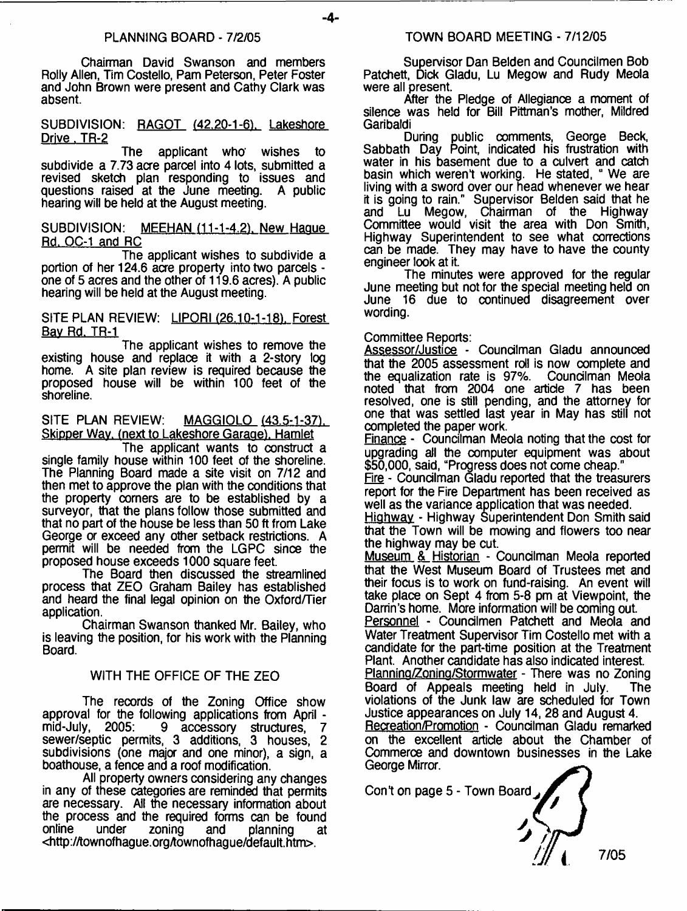## PLANNING BOARD - 7/2/05

Chairman David Swanson and members Rolly Allen, Tim Costello, Pam Peterson, Peter Foster and John Brown were present and Cathy Clark was absent.

SUBDIVISION: RAGOT (42.20-1-6), Lakeshore Drive , TR-2

The applicant who wishes to subdivide a 7.73 acre parcel into 4 lots, submitted a revised sketch plan responding to issues and questions raised at the June meeting. A public hearing will be held at the August meeting.

SUBDIVISION: MEEHAN (11-1-4.2), New Hague Rd, OC-1 and RC

The applicant wishes to subdivide a portion of her 124.6 acre property into two parcels - one of 5 acres and the other of 119.6 acres). A public hearing will be held at the August meeting.

SITE PLAN REVIEW: LIPORI (26.10-1-18), Forest Bay Rd, TR-1

The applicant wishes to remove the existing house and replace it with a 2-story log home. A site plan review is required because the proposed house will be within 100 feet of the shoreline.

SITE PLAN REVIEW: MAGGIOLO (43.5-1-37), Skipper Way, (next to Lakeshore Garage), Hamlet

The applicant wants to construct a single family house within 100 feet of the shoreline. The Planning Board made a site visit on 7/12 and then met to approve the plan with the conditions that the property corners are to be established by a surveyor, that the plans follow those submitted and that no part of the house be less than 50 ft from Lake George or exceed any other setback restrictions. A permit will be needed from the LGPC since the proposed house exceeds 1000 square feet.

The Board then discussed the streamlined process that ZEO Graham Bailey has established and heard the final legal opinion on the Oxford/Tier application.

Chairman Swanson thanked Mr. Bailey, who is leaving the position, for his work with the Planning Board.

## WITH THE OFFICE OF THE ZEO

The records of the Zoning Office show approval for the following applications from April - mid-July, 2005: 9 accessory structures, 7 sewer/septic permits, 3 additions, 3 houses, 2 subdivisions (one major and one minor), a sign, a boathouse, a fence and a roof modification.

All property owners considering any changes in any of these categories are reminded that permits are necessary. All the necessary information about the process and the required forms can be found online under zoning and planning at <http://townofhague.org/townofhague/default.htm>.

## TOWN BOARD MEETING - 7/12/05

Supervisor Dan Belden and Councilmen Bob Patchett, Dick Gladu, Lu Megow and Rudy Meola were all present.

After the Pledge of Allegiance a moment of silence was held for Bill Pittman's mother, Mildred Garibaldi

During public comments, George Beck, Sabbath Day Point, indicated his frustration with water in his basement due to a culvert and catch basin which weren't working. He stated, " We are living with a sword over our head whenever we hear it is going to rain." Supervisor Belden said that he and Lu Megow, Chairman of the Highway Committee would visit the area with Don Smith, Highway Superintendent to see what corrections can be made. They may have to have the county engineer look at it.

The minutes were approved for the regular June meeting but not for the special meeting held on June 16 due to continued disagreement over wording.

Committee Reports:

Assessor/Justice - Councilman Gladu announced that the 2005 assessment roll is now complete and the equalization rate is 97%. Councilman Meola noted that from 2004 one article 7 has been resolved, one is still pending, and the attorney for one that was settled last year in May has still not completed the paper work.

Finance - Councilman Meola noting that the cost for upgrading all the computer equipment was about $50,000, said, "Progress does not come cheap."

Fire - Councilman Gladu reported that the treasurers report for the Fire Department has been received as well as the variance application that was needed.

Highway - Highway Superintendent Don Smith said that the Town will be mowing and flowers too near the highway may be cut.

Museum & Historian - Councilman Meola reported that the West Museum Board of Trustees met and their focus is to work on fund-raising. An event will take place on Sept 4 from 5-8 pm at Viewpoint, the Darrin's home. More information will be coming out.

Personnel - Councilmen Patchett and Meola and Water Treatment Supervisor Tim Costello met with a candidate for the part-time position at the Treatment Plant. Another candidate has also indicated interest.

Planning/Zoning/Stormwater - There was no Zoning Board of Appeals meeting held in July. The violations of the Junk law are scheduled for Town Justice appearances on July 14, 28 and August 4.

Recreation/Promotion - Councilman Gladu remarked on the excellent article about the Chamber of Commerce and downtown businesses in the Lake George Mirror.

Con't on page 5 - Town Board

7/05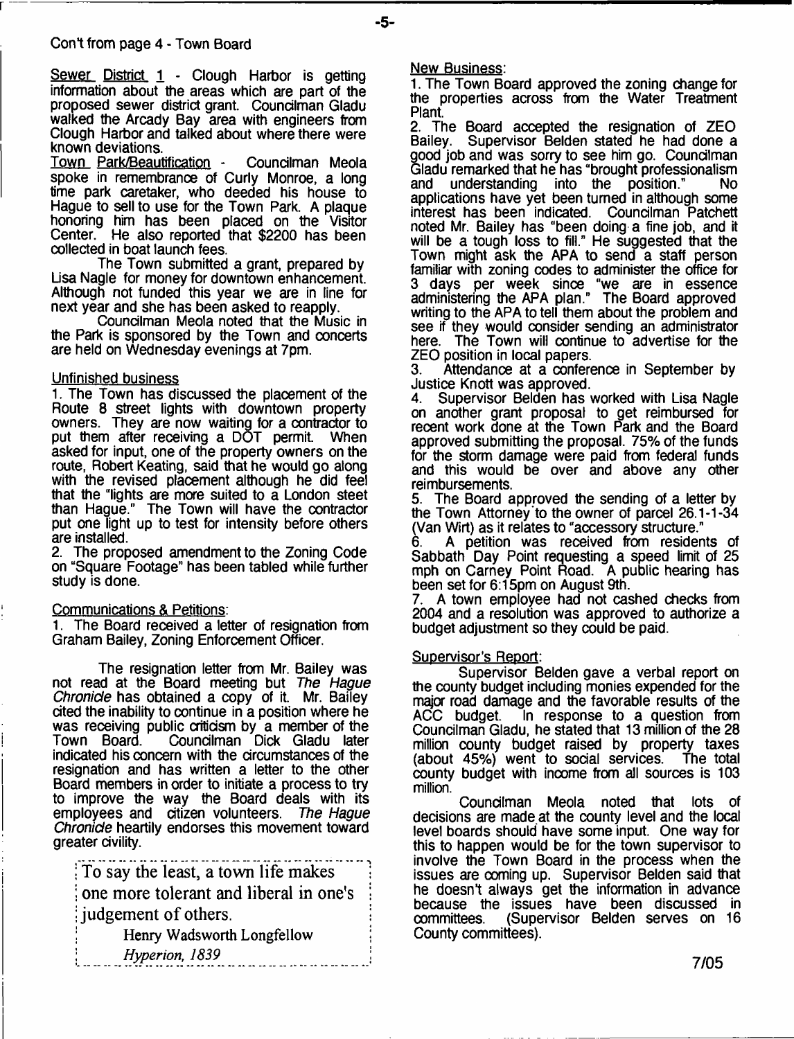Con't from page 4 - Town Board

Sewer District 1 - Clough Harbor is getting information about the areas which are part of the proposed sewer district grant. Councilman Gladu walked the Arcady Bay area with engineers from Clough Harbor and talked about where there were known deviations.

Town Park/Beautification - Councilman Meola spoke in remembrance of Curly Monroe, a long time park caretaker, who deeded his house to Hague to sell to use for the Town Park. A plaque honoring him has been placed on the Visitor Center. He also reported that $2200 has been collected in boat launch fees.

The Town submitted a grant, prepared by Lisa Nagle for money for downtown enhancement. Although not funded this year we are in line for next year and she has been asked to reapply.

Councilman Meola noted that the Music in the Park is sponsored by the Town and concerts are held on Wednesday evenings at 7pm.

Unfinished business

1. The Town has discussed the placement of the Route 8 street lights with downtown property owners. They are now waiting for a contractor to put them after receiving a DOT permit. When asked for input, one of the property owners on the route, Robert Keating, said that he would go along with the revised placement although he did feel that the "lights are more suited to a London steet than Hague." The Town will have the contractor put one light up to test for intensity before others are installed.
2. The proposed amendment to the Zoning Code on "Square Footage" has been tabled while further study is done.

Communications & Petitions:

1. The Board received a letter of resignation from Graham Bailey, Zoning Enforcement Officer.

The resignation letter from Mr. Bailey was not read at the Board meeting but *The Hague Chronicle* has obtained a copy of it. Mr. Bailey cited the inability to continue in a position where he was receiving public criticism by a member of the Town Board. Councilman Dick Gladu later indicated his concern with the circumstances of the resignation and has written a letter to the other Board members in order to initiate a process to try to improve the way the Board deals with its employees and citizen volunteers. *The Hague Chronicle* heartily endorses this movement toward greater civility.

> To say the least, a town life makes one more tolerant and liberal in one's judgement of others.
>
> Henry Wadsworth Longfellow
> *Hyperion, 1839*

New Business:

1. The Town Board approved the zoning change for the properties across from the Water Treatment Plant.
2. The Board accepted the resignation of ZEO Bailey. Supervisor Belden stated he had done a good job and was sorry to see him go. Councilman Gladu remarked that he has "brought professionalism and understanding into the position." No applications have yet been turned in although some interest has been indicated. Councilman Patchett noted Mr. Bailey has "been doing a fine job, and it will be a tough loss to fill." He suggested that the Town might ask the APA to send a staff person familiar with zoning codes to administer the office for 3 days per week since "we are in essence administering the APA plan." The Board approved writing to the APA to tell them about the problem and see if they would consider sending an administrator here. The Town will continue to advertise for the ZEO position in local papers.
3. Attendance at a conference in September by Justice Knott was approved.
4. Supervisor Belden has worked with Lisa Nagle on another grant proposal to get reimbursed for recent work done at the Town Park and the Board approved submitting the proposal. 75% of the funds for the storm damage were paid from federal funds and this would be over and above any other reimbursements.
5. The Board approved the sending of a letter by the Town Attorney to the owner of parcel 26.1-1-34 (Van Wirt) as it relates to "accessory structure."
6. A petition was received from residents of Sabbath Day Point requesting a speed limit of 25 mph on Carney Point Road. A public hearing has been set for 6:15pm on August 9th.
7. A town employee had not cashed checks from 2004 and a resolution was approved to authorize a budget adjustment so they could be paid.

Supervisor's Report:

Supervisor Belden gave a verbal report on the county budget including monies expended for the major road damage and the favorable results of the ACC budget. In response to a question from Councilman Gladu, he stated that 13 million of the 28 million county budget raised by property taxes (about 45%) went to social services. The total county budget with income from all sources is 103 million.

Councilman Meola noted that lots of decisions are made at the county level and the local level boards should have some input. One way for this to happen would be for the town supervisor to involve the Town Board in the process when the issues are coming up. Supervisor Belden said that he doesn't always get the information in advance because the issues have been discussed in committees. (Supervisor Belden serves on 16 County committees).

7/05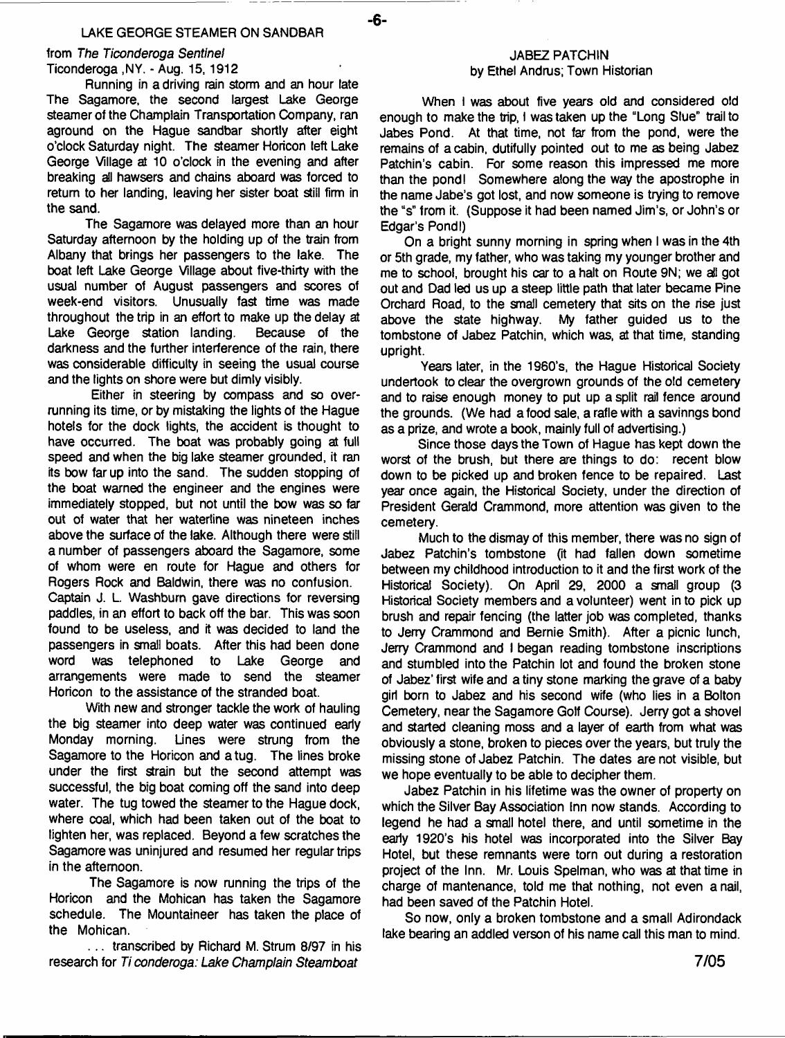## LAKE GEORGE STEAMER ON SANDBAR

from *The Ticonderoga Sentinel*
Ticonderoga ,NY. - Aug. 15, 1912

Running in a driving rain storm and an hour late The Sagamore, the second largest Lake George steamer of the Champlain Transportation Company, ran aground on the Hague sandbar shortly after eight o'clock Saturday night. The steamer Horicon left Lake George Village at 10 o'clock in the evening and after breaking all hawsers and chains aboard was forced to return to her landing, leaving her sister boat still firm in the sand.

The Sagamore was delayed more than an hour Saturday afternoon by the holding up of the train from Albany that brings her passengers to the lake. The boat left Lake George Village about five-thirty with the usual number of August passengers and scores of week-end visitors. Unusually fast time was made throughout the trip in an effort to make up the delay at Lake George station landing. Because of the darkness and the further interference of the rain, there was considerable difficulty in seeing the usual course and the lights on shore were but dimly visibly.

Either in steering by compass and so over-running its time, or by mistaking the lights of the Hague hotels for the dock lights, the accident is thought to have occurred. The boat was probably going at full speed and when the big lake steamer grounded, it ran its bow far up into the sand. The sudden stopping of the boat warned the engineer and the engines were immediately stopped, but not until the bow was so far out of water that her waterline was nineteen inches above the surface of the lake. Although there were still a number of passengers aboard the Sagamore, some of whom were en route for Hague and others for Rogers Rock and Baldwin, there was no confusion. Captain J. L. Washburn gave directions for reversing paddles, in an effort to back off the bar. This was soon found to be useless, and it was decided to land the passengers in small boats. After this had been done word was telephoned to Lake George and arrangements were made to send the steamer Horicon to the assistance of the stranded boat.

With new and stronger tackle the work of hauling the big steamer into deep water was continued early Monday morning. Lines were strung from the Sagamore to the Horicon and a tug. The lines broke under the first strain but the second attempt was successful, the big boat coming off the sand into deep water. The tug towed the steamer to the Hague dock, where coal, which had been taken out of the boat to lighten her, was replaced. Beyond a few scratches the Sagamore was uninjured and resumed her regular trips in the afternoon.

The Sagamore is now running the trips of the Horicon and the Mohican has taken the Sagamore schedule. The Mountaineer has taken the place of the Mohican.

. . . transcribed by Richard M. Strum 8/97 in his research for *Ticonderoga: Lake Champlain Steamboat*

## JABEZ PATCHIN
by Ethel Andrus; Town Historian

When I was about five years old and considered old enough to make the trip, I was taken up the "Long Slue" trail to Jabes Pond. At that time, not far from the pond, were the remains of a cabin, dutifully pointed out to me as being Jabez Patchin's cabin. For some reason this impressed me more than the pond! Somewhere along the way the apostrophe in the name Jabe's got lost, and now someone is trying to remove the "s" from it. (Suppose it had been named Jim's, or John's or Edgar's Pond!)

On a bright sunny morning in spring when I was in the 4th or 5th grade, my father, who was taking my younger brother and me to school, brought his car to a halt on Route 9N; we all got out and Dad led us up a steep little path that later became Pine Orchard Road, to the small cemetery that sits on the rise just above the state highway. My father guided us to the tombstone of Jabez Patchin, which was, at that time, standing upright.

Years later, in the 1960's, the Hague Historical Society undertook to clear the overgrown grounds of the old cemetery and to raise enough money to put up a split rail fence around the grounds. (We had a food sale, a rafle with a savinngs bond as a prize, and wrote a book, mainly full of advertising.)

Since those days the Town of Hague has kept down the worst of the brush, but there are things to do: recent blow down to be picked up and broken fence to be repaired. Last year once again, the Historical Society, under the direction of President Gerald Crammond, more attention was given to the cemetery.

Much to the dismay of this member, there was no sign of Jabez Patchin's tombstone (it had fallen down sometime between my childhood introduction to it and the first work of the Historical Society). On April 29, 2000 a small group (3 Historical Society members and a volunteer) went in to pick up brush and repair fencing (the latter job was completed, thanks to Jerry Crammond and Bernie Smith). After a picnic lunch, Jerry Crammond and I began reading tombstone inscriptions and stumbled into the Patchin lot and found the broken stone of Jabez' first wife and a tiny stone marking the grave of a baby girl born to Jabez and his second wife (who lies in a Bolton Cemetery, near the Sagamore Golf Course). Jerry got a shovel and started cleaning moss and a layer of earth from what was obviously a stone, broken to pieces over the years, but truly the missing stone of Jabez Patchin. The dates are not visible, but we hope eventually to be able to decipher them.

Jabez Patchin in his lifetime was the owner of property on which the Silver Bay Association Inn now stands. According to legend he had a small hotel there, and until sometime in the early 1920's his hotel was incorporated into the Silver Bay Hotel, but these remnants were torn out during a restoration project of the Inn. Mr. Louis Spelman, who was at that time in charge of mantenance, told me that nothing, not even a nail, had been saved of the Patchin Hotel.

So now, only a broken tombstone and a small Adirondack lake bearing an addled verson of his name call this man to mind.

7/05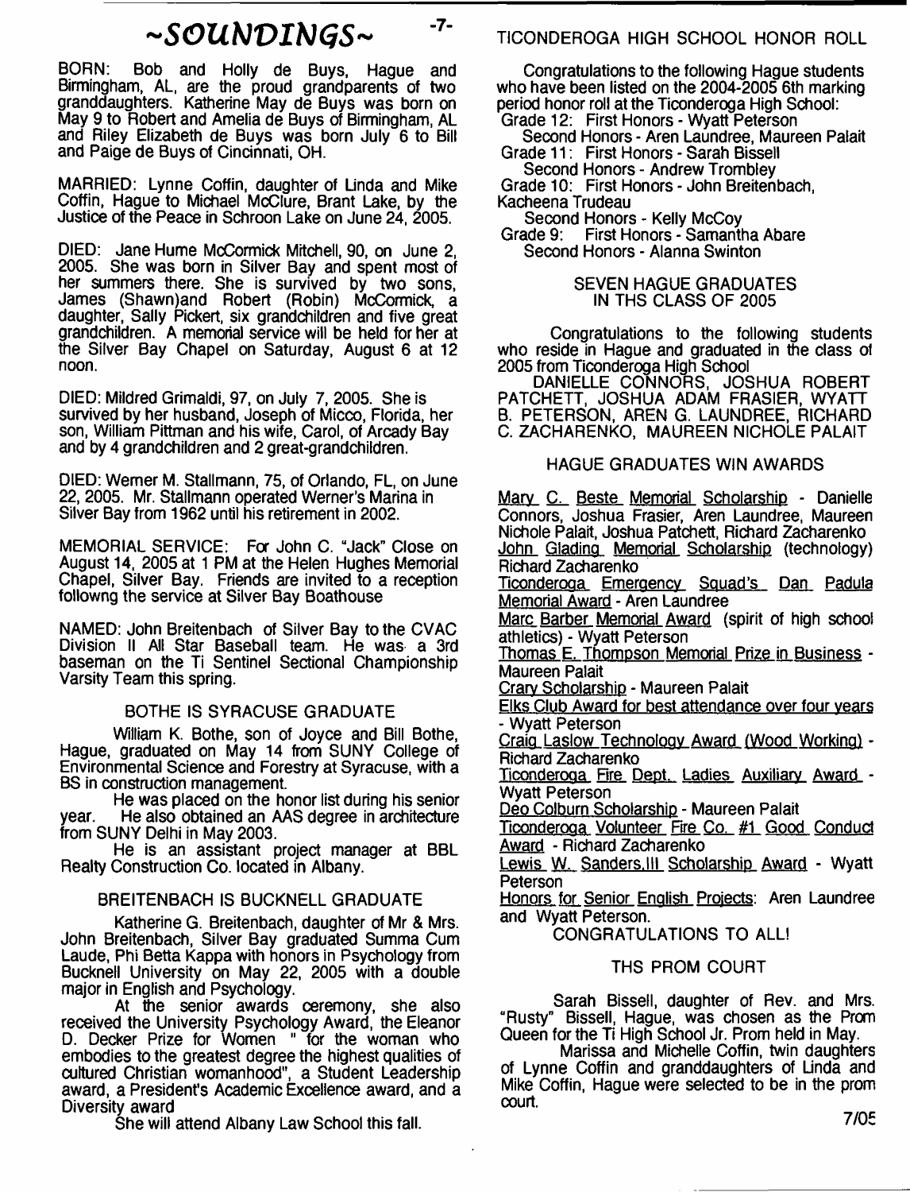# ~SOUNDINGS~

BORN: Bob and Holly de Buys, Hague and Birmingham, AL, are the proud grandparents of two granddaughters. Katherine May de Buys was born on May 9 to Robert and Amelia de Buys of Birmingham, AL and Riley Elizabeth de Buys was born July 6 to Bill and Paige de Buys of Cincinnati, OH.

MARRIED: Lynne Coffin, daughter of Linda and Mike Coffin, Hague to Michael McClure, Brant Lake, by the Justice of the Peace in Schroon Lake on June 24, 2005.

DIED: Jane Hume McCormick Mitchell, 90, on June 2, 2005. She was born in Silver Bay and spent most of her summers there. She is survived by two sons, James (Shawn)and Robert (Robin) McCormick, a daughter, Sally Pickert, six grandchildren and five great grandchildren. A memorial service will be held for her at the Silver Bay Chapel on Saturday, August 6 at 12 noon.

DIED: Mildred Grimaldi, 97, on July 7, 2005. She is survived by her husband, Joseph of Micco, Florida, her son, William Pittman and his wife, Carol, of Arcady Bay and by 4 grandchildren and 2 great-grandchildren.

DIED: Werner M. Stallmann, 75, of Orlando, FL, on June 22, 2005. Mr. Stallmann operated Werner's Marina in Silver Bay from 1962 until his retirement in 2002.

MEMORIAL SERVICE: For John C. "Jack" Close on August 14, 2005 at 1 PM at the Helen Hughes Memorial Chapel, Silver Bay. Friends are invited to a reception followng the service at Silver Bay Boathouse

NAMED: John Breitenbach of Silver Bay to the CVAC Division II All Star Baseball team. He was a 3rd baseman on the Ti Sentinel Sectional Championship Varsity Team this spring.

## BOTHE IS SYRACUSE GRADUATE

William K. Bothe, son of Joyce and Bill Bothe, Hague, graduated on May 14 from SUNY College of Environmental Science and Forestry at Syracuse, with a BS in construction management.

He was placed on the honor list during his senior year. He also obtained an AAS degree in architecture from SUNY Delhi in May 2003.

He is an assistant project manager at BBL Realty Construction Co. located in Albany.

## BREITENBACH IS BUCKNELL GRADUATE

Katherine G. Breitenbach, daughter of Mr & Mrs. John Breitenbach, Silver Bay graduated Summa Cum Laude, Phi Betta Kappa with honors in Psychology from Bucknell University on May 22, 2005 with a double major in English and Psychology.

At the senior awards ceremony, she also received the University Psychology Award, the Eleanor D. Decker Prize for Women " for the woman who embodies to the greatest degree the highest qualities of cultured Christian womanhood", a Student Leadership award, a President's Academic Excellence award, and a Diversity award

She will attend Albany Law School this fall.

## TICONDEROGA HIGH SCHOOL HONOR ROLL

Congratulations to the following Hague students who have been listed on the 2004-2005 6th marking period honor roll at the Ticonderoga High School:

Grade 12: First Honors - Wyatt Peterson
Second Honors - Aren Laundree, Maureen Palait

Grade 11: First Honors - Sarah Bissell
Second Honors - Andrew Trombley

Grade 10: First Honors - John Breitenbach, Kacheena Trudeau
Second Honors - Kelly McCoy

Grade 9: First Honors - Samantha Abare
Second Honors - Alanna Swinton

## SEVEN HAGUE GRADUATES IN THS CLASS OF 2005

Congratulations to the following students who reside in Hague and graduated in the class of 2005 from Ticonderoga High School

DANIELLE CONNORS, JOSHUA ROBERT PATCHETT, JOSHUA ADAM FRASIER, WYATT B. PETERSON, AREN G. LAUNDREE, RICHARD C. ZACHARENKO, MAUREEN NICHOLE PALAIT

## HAGUE GRADUATES WIN AWARDS

Mary C. Beste Memorial Scholarship - Danielle Connors, Joshua Frasier, Aren Laundree, Maureen Nichole Palait, Joshua Patchett, Richard Zacharenko

John Glading Memorial Scholarship (technology) Richard Zacharenko

Ticonderoga Emergency Squad's Dan Padula Memorial Award - Aren Laundree

Marc Barber Memorial Award (spirit of high school athletics) - Wyatt Peterson

Thomas E. Thompson Memorial Prize in Business - Maureen Palait

Crary Scholarship - Maureen Palait

Elks Club Award for best attendance over four years - Wyatt Peterson

Craig Laslow Technology Award (Wood Working) - Richard Zacharenko

Ticonderoga Fire Dept. Ladies Auxiliary Award - Wyatt Peterson

Deo Colburn Scholarship - Maureen Palait

Ticonderoga Volunteer Fire Co. #1 Good Conduct Award - Richard Zacharenko

Lewis W. Sanders,III Scholarship Award - Wyatt Peterson

Honors for Senior English Projects: Aren Laundree and Wyatt Peterson.

CONGRATULATIONS TO ALL!

## THS PROM COURT

Sarah Bissell, daughter of Rev. and Mrs. "Rusty" Bissell, Hague, was chosen as the Prom Queen for the Ti High School Jr. Prom held in May.

Marissa and Michelle Coffin, twin daughters of Lynne Coffin and granddaughters of Linda and Mike Coffin, Hague were selected to be in the prom court.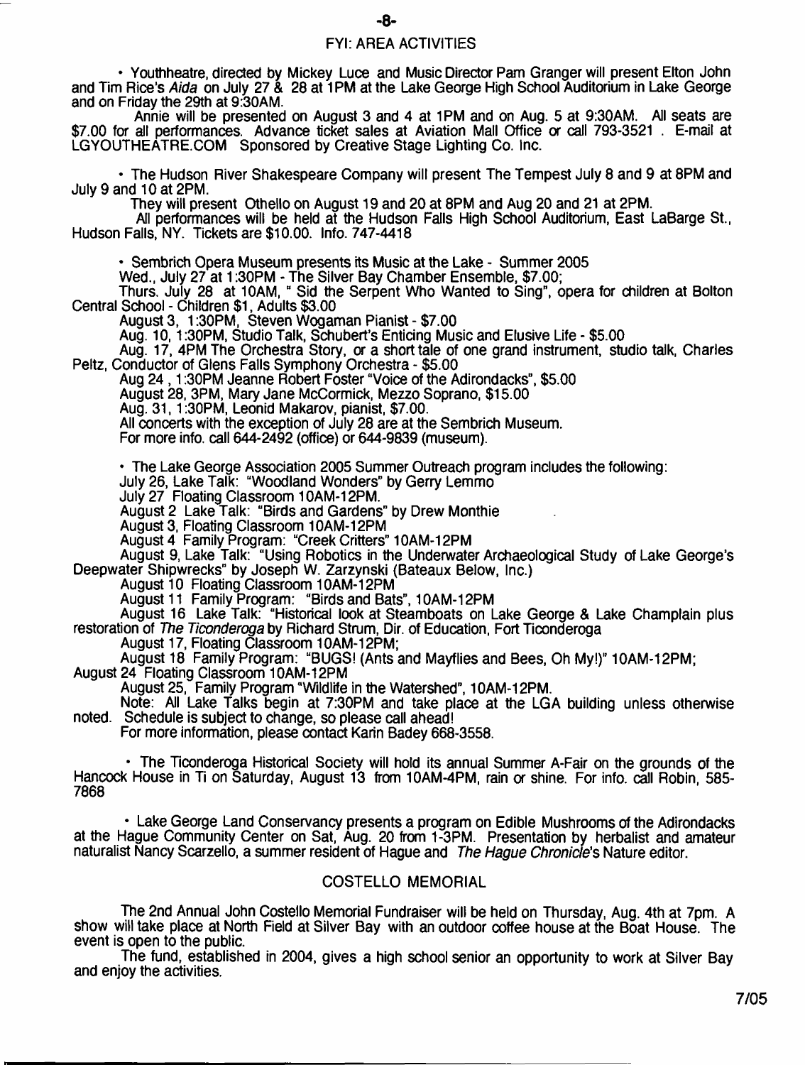## FYI: AREA ACTIVITIES

• Youththeatre, directed by Mickey Luce and Music Director Pam Granger will present Elton John and Tim Rice's *Aida* on July 27 & 28 at 1PM at the Lake George High School Auditorium in Lake George and on Friday the 29th at 9:30AM.

Annie will be presented on August 3 and 4 at 1PM and on Aug. 5 at 9:30AM. All seats are $7.00 for all performances. Advance ticket sales at Aviation Mall Office or call 793-3521 . E-mail at LGYOUTHEATRE.COM Sponsored by Creative Stage Lighting Co. Inc.

• The Hudson River Shakespeare Company will present The Tempest July 8 and 9 at 8PM and July 9 and 10 at 2PM.

They will present Othello on August 19 and 20 at 8PM and Aug 20 and 21 at 2PM.

All performances will be held at the Hudson Falls High School Auditorium, East LaBarge St., Hudson Falls, NY. Tickets are $10.00. Info. 747-4418

• Sembrich Opera Museum presents its Music at the Lake - Summer 2005

Wed., July 27 at 1:30PM - The Silver Bay Chamber Ensemble, $7.00;

Thurs. July 28 at 10AM, " Sid the Serpent Who Wanted to Sing", opera for children at Bolton Central School - Children $1, Adults $3.00

August 3, 1:30PM, Steven Wogaman Pianist - $7.00

Aug. 10, 1:30PM, Studio Talk, Schubert's Enticing Music and Elusive Life - $5.00

Aug. 17, 4PM The Orchestra Story, or a short tale of one grand instrument, studio talk, Charles Peltz, Conductor of Glens Falls Symphony Orchestra - $5.00

Aug 24 , 1:30PM Jeanne Robert Foster "Voice of the Adirondacks", $5.00

August 28, 3PM, Mary Jane McCormick, Mezzo Soprano, $15.00

Aug. 31, 1:30PM, Leonid Makarov, pianist, $7.00.

All concerts with the exception of July 28 are at the Sembrich Museum.

For more info. call 644-2492 (office) or 644-9839 (museum).

• The Lake George Association 2005 Summer Outreach program includes the following:

July 26, Lake Talk: "Woodland Wonders" by Gerry Lemmo

July 27 Floating Classroom 10AM-12PM.

August 2 Lake Talk: "Birds and Gardens" by Drew Monthie

August 3, Floating Classroom 10AM-12PM

August 4 Family Program: "Creek Critters" 10AM-12PM

August 9, Lake Talk: "Using Robotics in the Underwater Archaeological Study of Lake George's Deepwater Shipwrecks" by Joseph W. Zarzynski (Bateaux Below, Inc.)

August 10 Floating Classroom 10AM-12PM

August 11 Family Program: "Birds and Bats", 10AM-12PM

August 16 Lake Talk: "Historical look at Steamboats on Lake George & Lake Champlain plus restoration of *The Ticonderoga* by Richard Strum, Dir. of Education, Fort Ticonderoga

August 17, Floating Classroom 10AM-12PM;

August 18 Family Program: "BUGS! (Ants and Mayflies and Bees, Oh My!)" 10AM-12PM;

August 24 Floating Classroom 10AM-12PM

August 25, Family Program "Wildlife in the Watershed", 10AM-12PM.

Note: All Lake Talks begin at 7:30PM and take place at the LGA building unless otherwise noted. Schedule is subject to change, so please call ahead!

For more information, please contact Karin Badey 668-3558.

• The Ticonderoga Historical Society will hold its annual Summer A-Fair on the grounds of the Hancock House in Ti on Saturday, August 13 from 10AM-4PM, rain or shine. For info. call Robin, 585-7868

• Lake George Land Conservancy presents a program on Edible Mushrooms of the Adirondacks at the Hague Community Center on Sat, Aug. 20 from 1-3PM. Presentation by herbalist and amateur naturalist Nancy Scarzello, a summer resident of Hague and *The Hague Chronicle*'s Nature editor.

## COSTELLO MEMORIAL

The 2nd Annual John Costello Memorial Fundraiser will be held on Thursday, Aug. 4th at 7pm. A show will take place at North Field at Silver Bay with an outdoor coffee house at the Boat House. The event is open to the public.

The fund, established in 2004, gives a high school senior an opportunity to work at Silver Bay and enjoy the activities.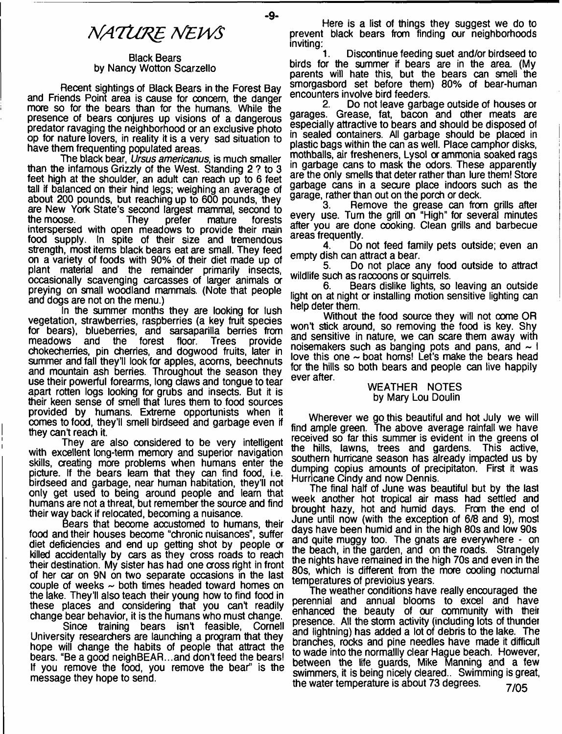# NATURE NEWS

## Black Bears
by Nancy Wotton Scarzello

Recent sightings of Black Bears in the Forest Bay and Friends Point area is cause for concern, the danger more so for the bears than for the humans. While the presence of bears conjures up visions of a dangerous predator ravaging the neighborhood or an exclusive photo op for nature lovers, in reality it is a very sad situation to have them frequenting populated areas.

The black bear, *Ursus americanus*, is much smaller than the infamous Grizzly of the West. Standing 2 ? to 3 feet high at the shoulder, an adult can reach up to 6 feet tall if balanced on their hind legs; weighing an average of about 200 pounds, but reaching up to 600 pounds, they are New York State's second largest mammal, second to the moose. They prefer mature forests interspersed with open meadows to provide their main food supply. In spite of their size and tremendous strength, most items black bears eat are small. They feed on a variety of foods with 90% of their diet made up of plant material and the remainder primarily insects, occasionally scavenging carcasses of larger animals or preying on small woodland mammals. (Note that people and dogs are not on the menu.)

In the summer months they are looking for lush vegetation, strawberries, raspberries (a key fruit species for bears), blueberries, and sarsaparilla berries from meadows and the forest floor. Trees provide chokecherries, pin cherries, and dogwood fruits, later in summer and fall they'll look for apples, acorns, beechnuts and mountain ash berries. Throughout the season they use their powerful forearms, long claws and tongue to tear apart rotten logs looking for grubs and insects. But it is their keen sense of smell that lures them to food sources provided by humans. Extreme opportunists when it comes to food, they'll smell birdseed and garbage even if they can't reach it.

They are also considered to be very intelligent with excellent long-term memory and superior navigation skills, creating more problems when humans enter the picture. If the bears learn that they can find food, i.e. birdseed and garbage, near human habitation, they'll not only get used to being around people and learn that humans are not a threat, but remember the source and find their way back if relocated, becoming a nuisance.

Bears that become accustomed to humans, their food and their houses become "chronic nuisances", suffer diet deficiencies and end up getting shot by people or killed accidentally by cars as they cross roads to reach their destination. My sister has had one cross right in front of her car on 9N on two separate occasions in the last couple of weeks ~ both times headed toward homes on the lake. They'll also teach their young how to find food in these places and considering that you can't readily change bear behavior, it is the humans who must change.

Since training bears isn't feasible, Cornell University researchers are launching a program that they hope will change the habits of people that attract the bears. "Be a good neighBEAR...and don't feed the bears! If you remove the food, you remove the bear" is the message they hope to send.

Here is a list of things they suggest we do to prevent black bears from finding our neighborhoods inviting:

1. Discontinue feeding suet and/or birdseed to birds for the summer if bears are in the area. (My parents will hate this, but the bears can smell the smorgasbord set before them) 80% of bear-human encounters involve bird feeders.
2. Do not leave garbage outside of houses or garages. Grease, fat, bacon and other meats are especially attractive to bears and should be disposed of in sealed containers. All garbage should be placed in plastic bags within the can as well. Place camphor disks, mothballs, air fresheners, Lysol or ammonia soaked rags in garbage cans to mask the odors. These apparently are the only smells that deter rather than lure them! Store garbage cans in a secure place indoors such as the garage, rather than out on the porch or deck.
3. Remove the grease can from grills after every use. Turn the grill on "High" for several minutes after you are done cooking. Clean grills and barbecue areas frequently.
4. Do not feed family pets outside; even an empty dish can attract a bear.
5. Do not place any food outside to attract wildlife such as raccoons or squirrels.
6. Bears dislike lights, so leaving an outside light on at night or installing motion sensitive lighting can help deter them.

Without the food source they will not come OR won't stick around, so removing the food is key. Shy and sensitive in nature, we can scare them away with noisemakers such as banging pots and pans, and ~ I love this one ~ boat horns! Let's make the bears head for the hills so both bears and people can live happily ever after.

## WEATHER NOTES
by Mary Lou Doulin

Wherever we go this beautiful and hot July we will find ample green. The above average rainfall we have received so far this summer is evident in the greens of the hills, lawns, trees and gardens. This active, southern hurricane season has already impacted us by dumping copius amounts of precipitaton. First it was Hurricane Cindy and now Dennis.

The final half of June was beautiful but by the last week another hot tropical air mass had settled and brought hazy, hot and humid days. From the end of June until now (with the exception of 6/8 and 9), most days have been humid and in the high 80s and low 90s and quite muggy too. The gnats are everywhere - on the beach, in the garden, and on the roads. Strangely the nights have remained in the high 70s and even in the 80s, which is different from the more cooling nocturnal temperatures of previoius years.

The weather conditions have really encouraged the perennial and annual blooms to excel and have enhanced the beauty of our community with their presence. All the storm activity (including lots of thunder and lightning) has added a lot of debris to the lake. The branches, rocks and pine needles have made it difficult to wade into the normallly clear Hague beach. However, between the life guards, Mike Manning and a few swimmers, it is being nicely cleared.. Swimming is great, the water temperature is about 73 degrees.

7/05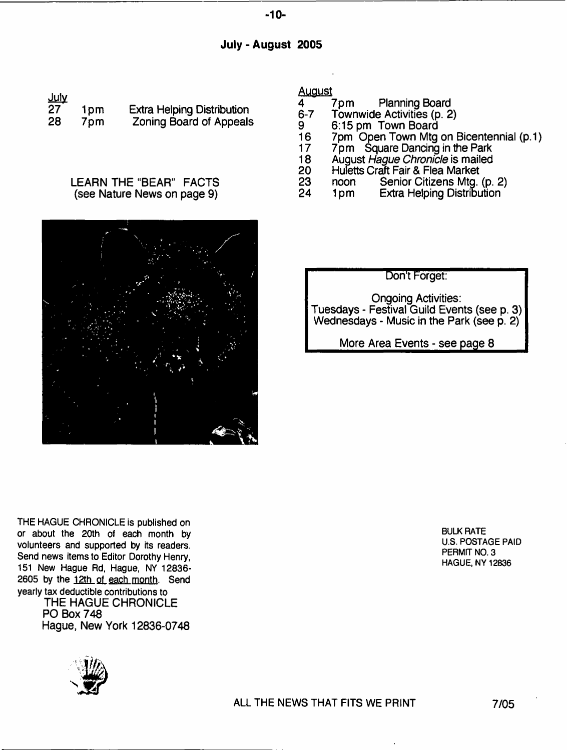## July - August 2005

July

| | | |
|---|---|---|
| 27 | 1pm | Extra Helping Distribution |
| 28 | 7pm | Zoning Board of Appeals |

LEARN THE "BEAR" FACTS
(see Nature News on page 9)

August

| | | |
|---|---|---|
| 4 | 7pm | Planning Board |
| 6-7 | Townwide Activities (p. 2) | |
| 9 | 6:15 pm | Town Board |
| 16 | 7pm | Open Town Mtg on Bicentennial (p.1) |
| 17 | 7pm | Square Dancing in the Park |
| 18 | August *Hague Chronicle* is mailed | |
| 20 | Huletts Craft Fair & Flea Market | |
| 23 | noon | Senior Citizens Mtg. (p. 2) |
| 24 | 1pm | Extra Helping Distribution |

**Don't Forget:**

Ongoing Activities:
Tuesdays - Festival Guild Events (see p. 3)
Wednesdays - Music in the Park (see p. 2)

More Area Events - see page 8

THE HAGUE CHRONICLE is published on or about the 20th of each month by volunteers and supported by its readers. Send news items to Editor Dorothy Henry, 151 New Hague Rd, Hague, NY 12836-2605 by the 12th of each month. Send yearly tax deductible contributions to

THE HAGUE CHRONICLE
PO Box 748
Hague, New York 12836-0748

BULK RATE
U.S. POSTAGE PAID
PERMIT NO. 3
HAGUE, NY 12836

ALL THE NEWS THAT FITS WE PRINT

7/05